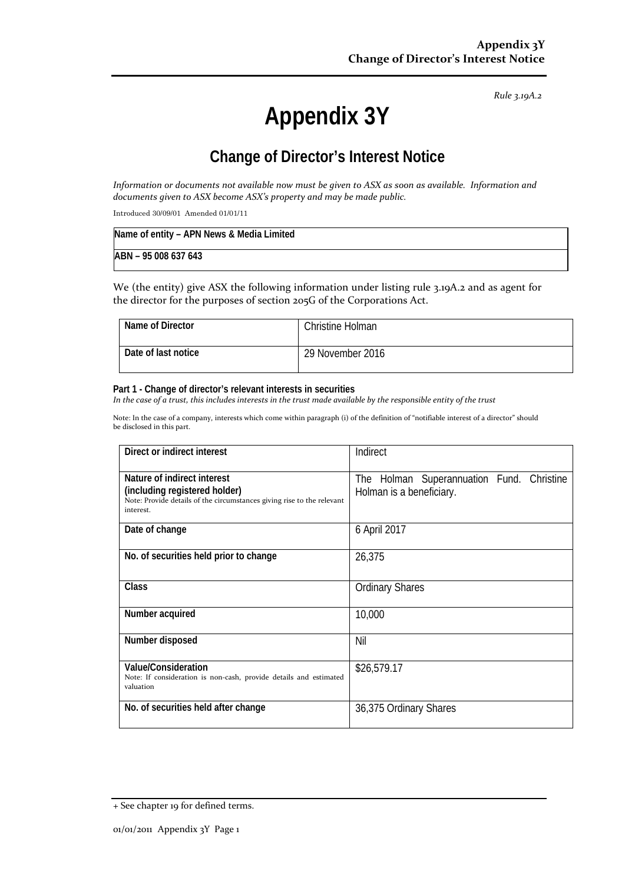*Rule 3.19A.2*

# Appendix 3Y

## Change of Director's Interest Notice

*Information or documents not available now must be given to ASX as soon as available. Information and documents given to ASX become ASX's property and may be made public.*

Introduced 30/09/01 Amended 01/01/11

| Name of entity – APN News & Media Limited |
|---|
| ABN – 95 008 637 643 |

We (the entity) give ASX the following information under listing rule 3.19A.2 and as agent for the director for the purposes of section 205G of the Corporations Act.

| | |
|---|---|
| **Name of Director** | Christine Holman |
| **Date of last notice** | 29 November 2016 |

**Part 1 - Change of director's relevant interests in securities**
*In the case of a trust, this includes interests in the trust made available by the responsible entity of the trust*

Note: In the case of a company, interests which come within paragraph (i) of the definition of "notifiable interest of a director" should be disclosed in this part.

| | |
|---|---|
| **Direct or indirect interest** | Indirect |
| **Nature of indirect interest (including registered holder)** Note: Provide details of the circumstances giving rise to the relevant interest. | The Holman Superannuation Fund. Christine Holman is a beneficiary. |
| **Date of change** | 6 April 2017 |
| **No. of securities held prior to change** | 26,375 |
| **Class** | Ordinary Shares |
| **Number acquired** | 10,000 |
| **Number disposed** | Nil |
| **Value/Consideration** Note: If consideration is non-cash, provide details and estimated valuation | $26,579.17 |
| **No. of securities held after change** | 36,375 Ordinary Shares |

+ See chapter 19 for defined terms.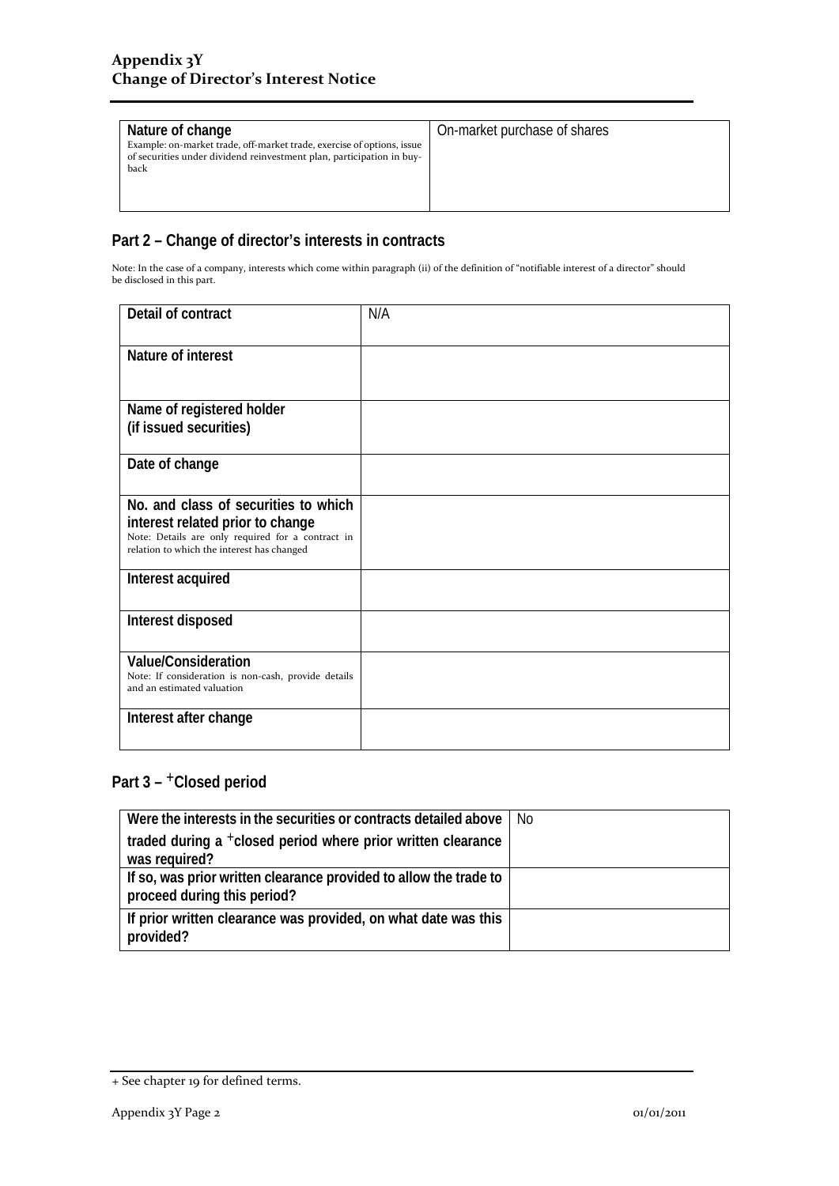| | |
|---|---|
| **Nature of change**<br>Example: on-market trade, off-market trade, exercise of options, issue of securities under dividend reinvestment plan, participation in buy-back | On-market purchase of shares |

## Part 2 – Change of director's interests in contracts

Note: In the case of a company, interests which come within paragraph (ii) of the definition of "notifiable interest of a director" should be disclosed in this part.

| | |
|---|---|
| **Detail of contract** | N/A |
| **Nature of interest** | |
| **Name of registered holder (if issued securities)** | |
| **Date of change** | |
| **No. and class of securities to which interest related prior to change**<br>Note: Details are only required for a contract in relation to which the interest has changed | |
| **Interest acquired** | |
| **Interest disposed** | |
| **Value/Consideration**<br>Note: If consideration is non-cash, provide details and an estimated valuation | |
| **Interest after change** | |

## Part 3 – +Closed period

| | |
|---|---|
| **Were the interests in the securities or contracts detailed above traded during a +closed period where prior written clearance was required?** | No |
| **If so, was prior written clearance provided to allow the trade to proceed during this period?** | |
| **If prior written clearance was provided, on what date was this provided?** | |

+ See chapter 19 for defined terms.